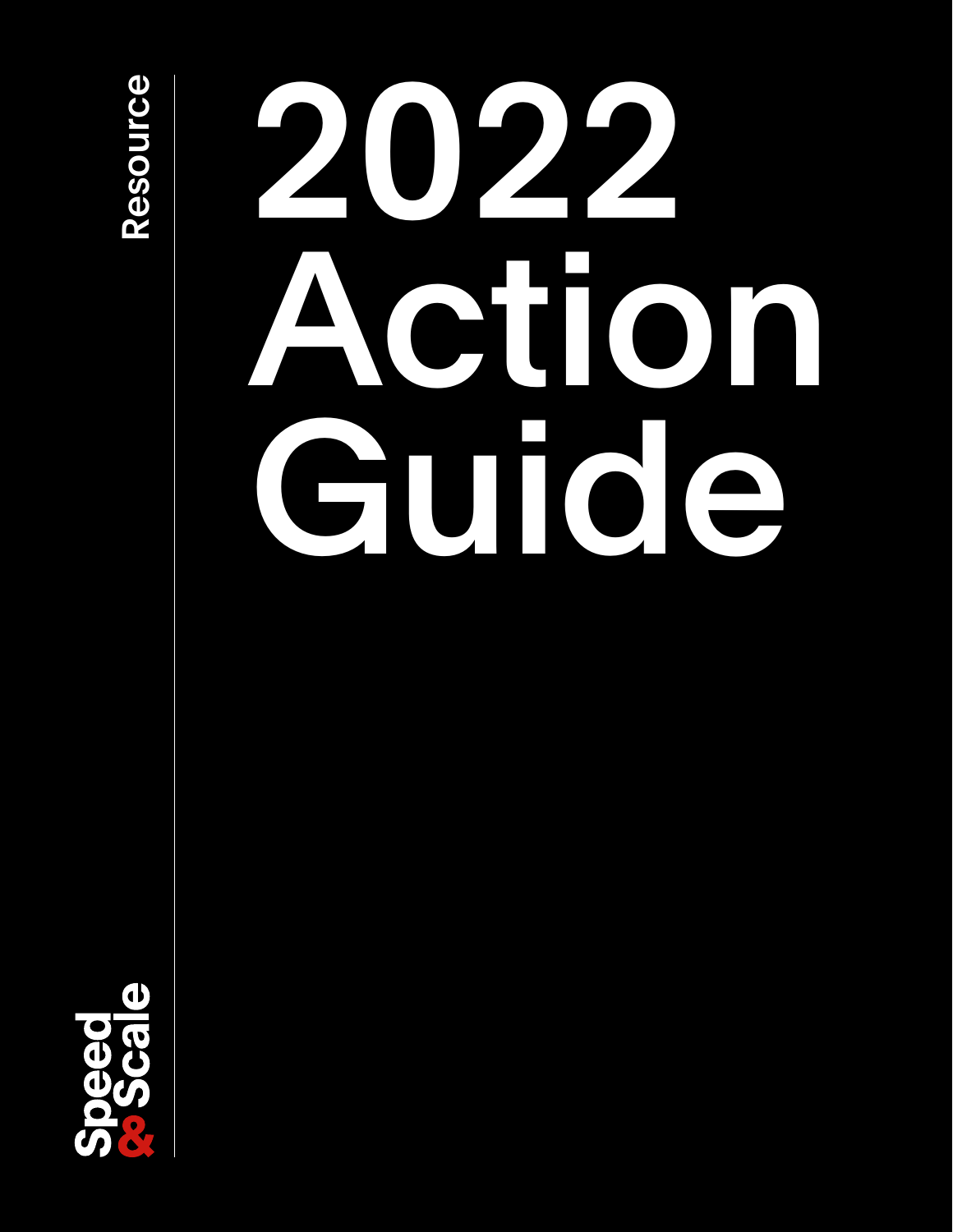Resource

# 2022 Action Guide

Speed & Scale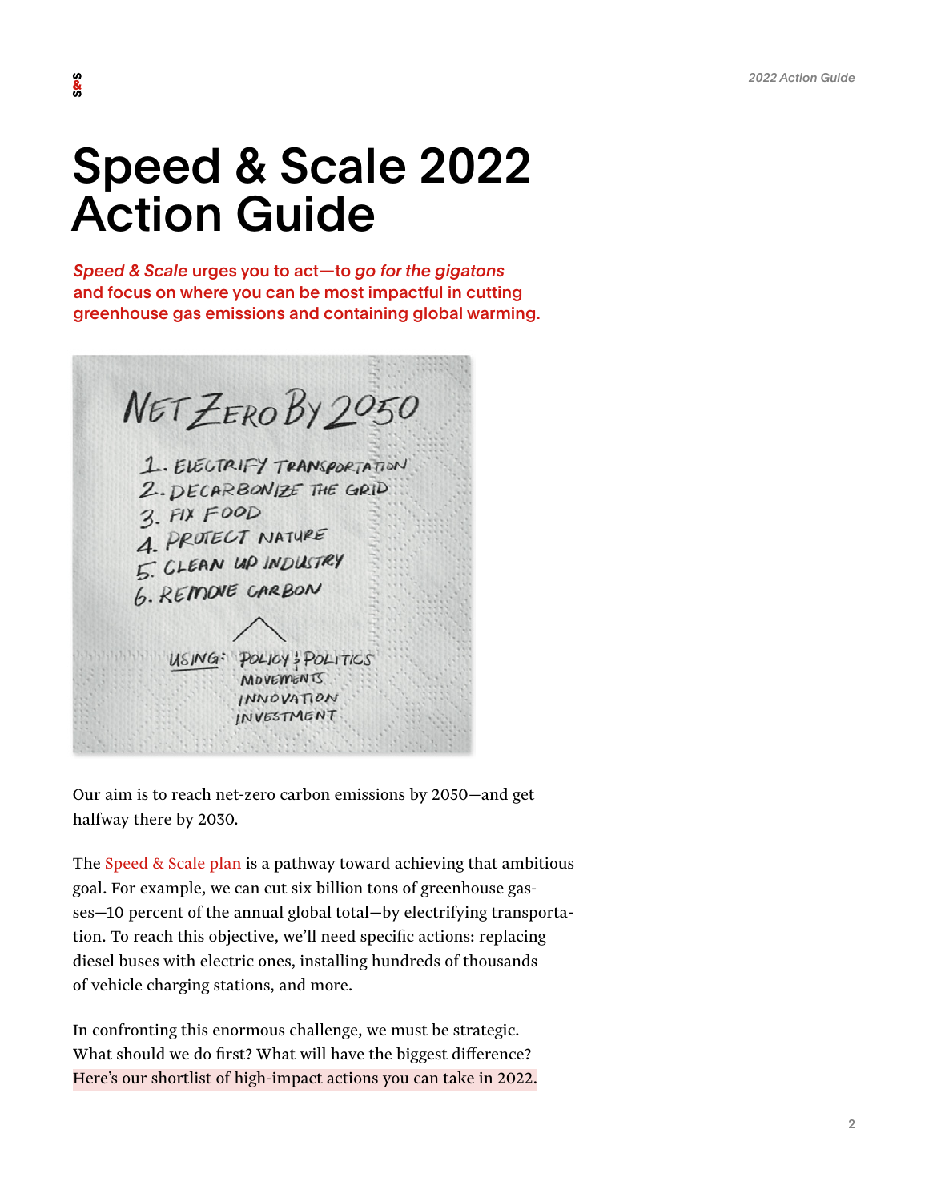# Speed & Scale 2022 Action Guide

***Speed & Scale* urges you to act—to *go for the gigatons* and focus on where you can be most impactful in cutting greenhouse gas emissions and containing global warming.**

NET ZERO BY 2050

1. ELECTRIFY TRANSPORTATION
2. DECARBONIZE THE GRID
3. FIX FOOD
4. PROTECT NATURE
5. CLEAN UP INDUSTRY
6. REMOVE CARBON

USING: POLICY & POLITICS
MOVEMENTS
INNOVATION
INVESTMENT

Our aim is to reach net-zero carbon emissions by 2050—and get halfway there by 2030.

The Speed & Scale plan is a pathway toward achieving that ambitious goal. For example, we can cut six billion tons of greenhouse gasses—10 percent of the annual global total—by electrifying transportation. To reach this objective, we'll need specific actions: replacing diesel buses with electric ones, installing hundreds of thousands of vehicle charging stations, and more.

In confronting this enormous challenge, we must be strategic. What should we do first? What will have the biggest difference? Here's our shortlist of high-impact actions you can take in 2022.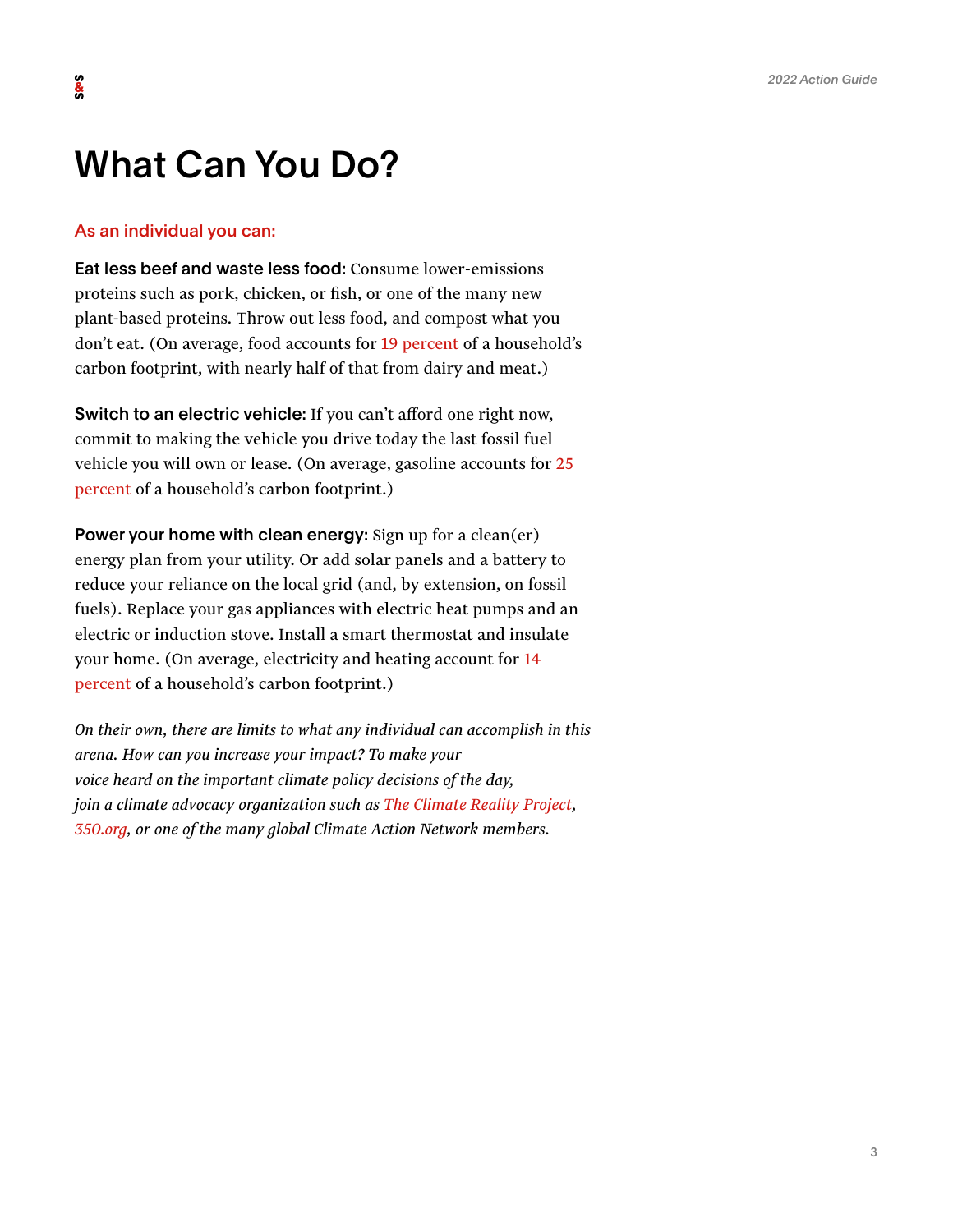# What Can You Do?

## As an individual you can:

**Eat less beef and waste less food:** Consume lower-emissions proteins such as pork, chicken, or fish, or one of the many new plant-based proteins. Throw out less food, and compost what you don't eat. (On average, food accounts for 19 percent of a household's carbon footprint, with nearly half of that from dairy and meat.)

**Switch to an electric vehicle:** If you can't afford one right now, commit to making the vehicle you drive today the last fossil fuel vehicle you will own or lease. (On average, gasoline accounts for 25 percent of a household's carbon footprint.)

**Power your home with clean energy:** Sign up for a clean(er) energy plan from your utility. Or add solar panels and a battery to reduce your reliance on the local grid (and, by extension, on fossil fuels). Replace your gas appliances with electric heat pumps and an electric or induction stove. Install a smart thermostat and insulate your home. (On average, electricity and heating account for 14 percent of a household's carbon footprint.)

*On their own, there are limits to what any individual can accomplish in this arena. How can you increase your impact? To make your voice heard on the important climate policy decisions of the day, join a climate advocacy organization such as The Climate Reality Project, 350.org, or one of the many global Climate Action Network members.*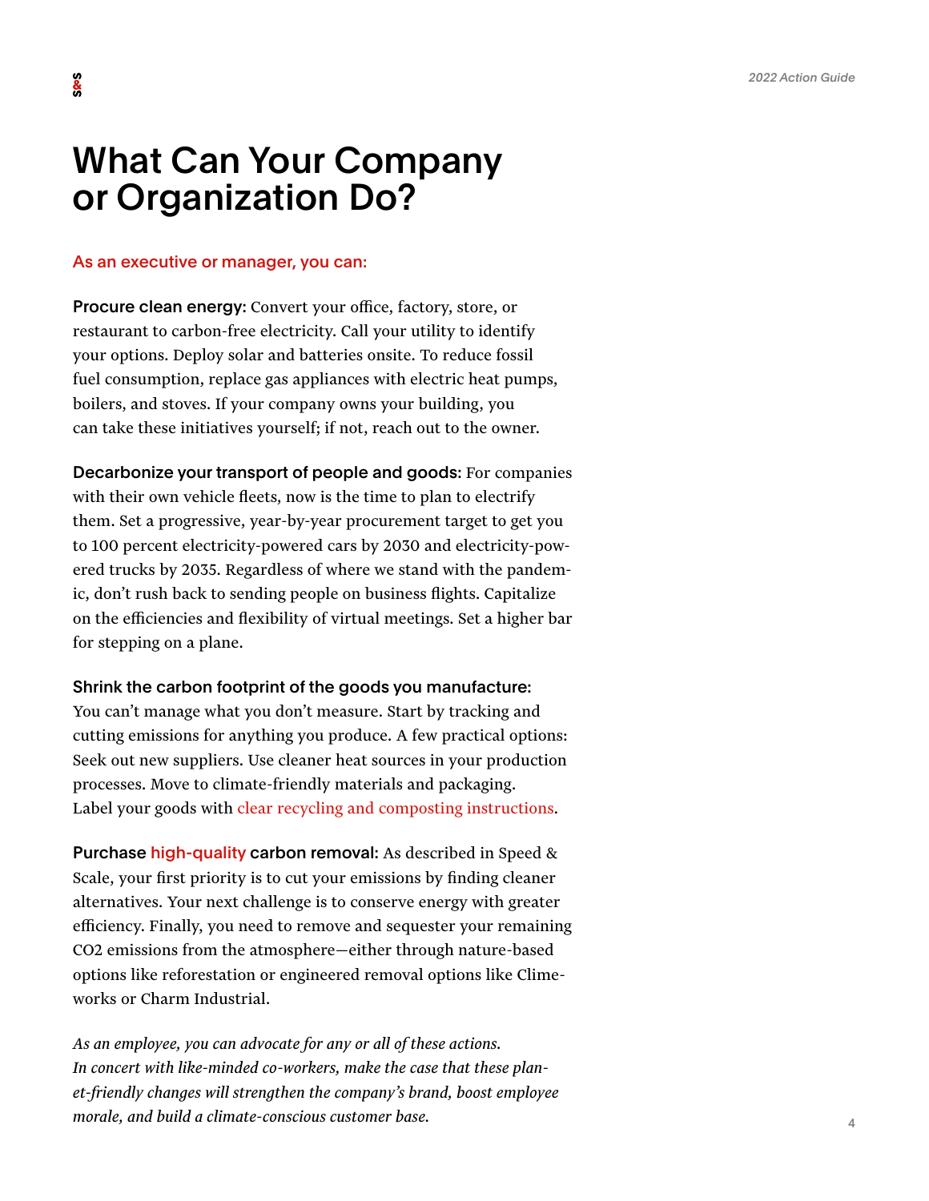# What Can Your Company or Organization Do?

## As an executive or manager, you can:

**Procure clean energy:** Convert your office, factory, store, or restaurant to carbon-free electricity. Call your utility to identify your options. Deploy solar and batteries onsite. To reduce fossil fuel consumption, replace gas appliances with electric heat pumps, boilers, and stoves. If your company owns your building, you can take these initiatives yourself; if not, reach out to the owner.

**Decarbonize your transport of people and goods:** For companies with their own vehicle fleets, now is the time to plan to electrify them. Set a progressive, year-by-year procurement target to get you to 100 percent electricity-powered cars by 2030 and electricity-powered trucks by 2035. Regardless of where we stand with the pandemic, don't rush back to sending people on business flights. Capitalize on the efficiencies and flexibility of virtual meetings. Set a higher bar for stepping on a plane.

**Shrink the carbon footprint of the goods you manufacture:** You can't manage what you don't measure. Start by tracking and cutting emissions for anything you produce. A few practical options: Seek out new suppliers. Use cleaner heat sources in your production processes. Move to climate-friendly materials and packaging. Label your goods with clear recycling and composting instructions.

**Purchase high-quality carbon removal:** As described in Speed & Scale, your first priority is to cut your emissions by finding cleaner alternatives. Your next challenge is to conserve energy with greater efficiency. Finally, you need to remove and sequester your remaining $CO_2$ emissions from the atmosphere—either through nature-based options like reforestation or engineered removal options like Climeworks or Charm Industrial.

*As an employee, you can advocate for any or all of these actions. In concert with like-minded co-workers, make the case that these planet-friendly changes will strengthen the company's brand, boost employee morale, and build a climate-conscious customer base.*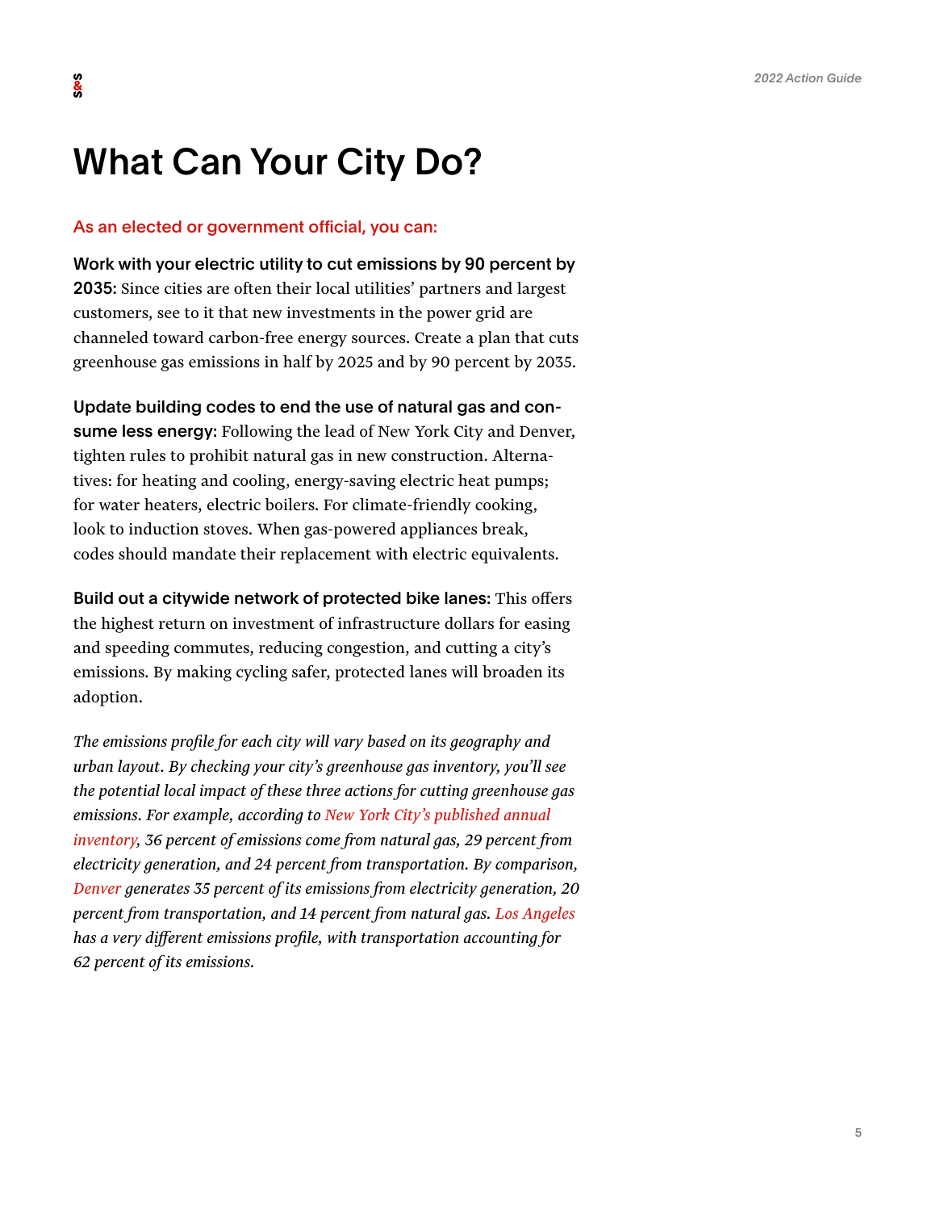# What Can Your City Do?

As an elected or government official, you can:

**Work with your electric utility to cut emissions by 90 percent by 2035:** Since cities are often their local utilities' partners and largest customers, see to it that new investments in the power grid are channeled toward carbon-free energy sources. Create a plan that cuts greenhouse gas emissions in half by 2025 and by 90 percent by 2035.

**Update building codes to end the use of natural gas and consume less energy:** Following the lead of New York City and Denver, tighten rules to prohibit natural gas in new construction. Alternatives: for heating and cooling, energy-saving electric heat pumps; for water heaters, electric boilers. For climate-friendly cooking, look to induction stoves. When gas-powered appliances break, codes should mandate their replacement with electric equivalents.

**Build out a citywide network of protected bike lanes:** This offers the highest return on investment of infrastructure dollars for easing and speeding commutes, reducing congestion, and cutting a city's emissions. By making cycling safer, protected lanes will broaden its adoption.

*The emissions profile for each city will vary based on its geography and urban layout. By checking your city's greenhouse gas inventory, you'll see the potential local impact of these three actions for cutting greenhouse gas emissions. For example, according to New York City's published annual inventory, 36 percent of emissions come from natural gas, 29 percent from electricity generation, and 24 percent from transportation. By comparison, Denver generates 35 percent of its emissions from electricity generation, 20 percent from transportation, and 14 percent from natural gas. Los Angeles has a very different emissions profile, with transportation accounting for 62 percent of its emissions.*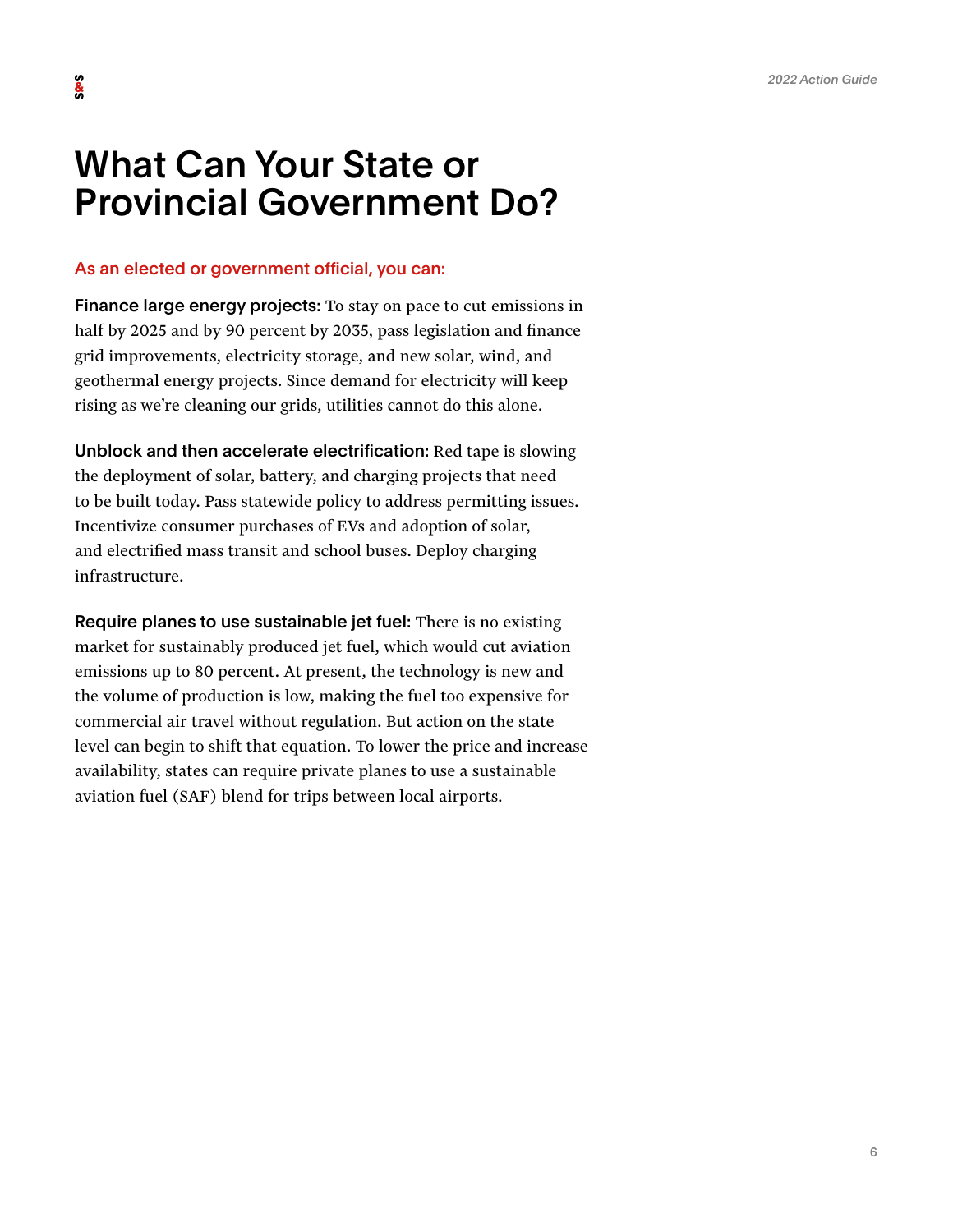# What Can Your State or Provincial Government Do?

As an elected or government official, you can:

**Finance large energy projects:** To stay on pace to cut emissions in half by 2025 and by 90 percent by 2035, pass legislation and finance grid improvements, electricity storage, and new solar, wind, and geothermal energy projects. Since demand for electricity will keep rising as we're cleaning our grids, utilities cannot do this alone.

**Unblock and then accelerate electrification:** Red tape is slowing the deployment of solar, battery, and charging projects that need to be built today. Pass statewide policy to address permitting issues. Incentivize consumer purchases of EVs and adoption of solar, and electrified mass transit and school buses. Deploy charging infrastructure.

**Require planes to use sustainable jet fuel:** There is no existing market for sustainably produced jet fuel, which would cut aviation emissions up to 80 percent. At present, the technology is new and the volume of production is low, making the fuel too expensive for commercial air travel without regulation. But action on the state level can begin to shift that equation. To lower the price and increase availability, states can require private planes to use a sustainable aviation fuel (SAF) blend for trips between local airports.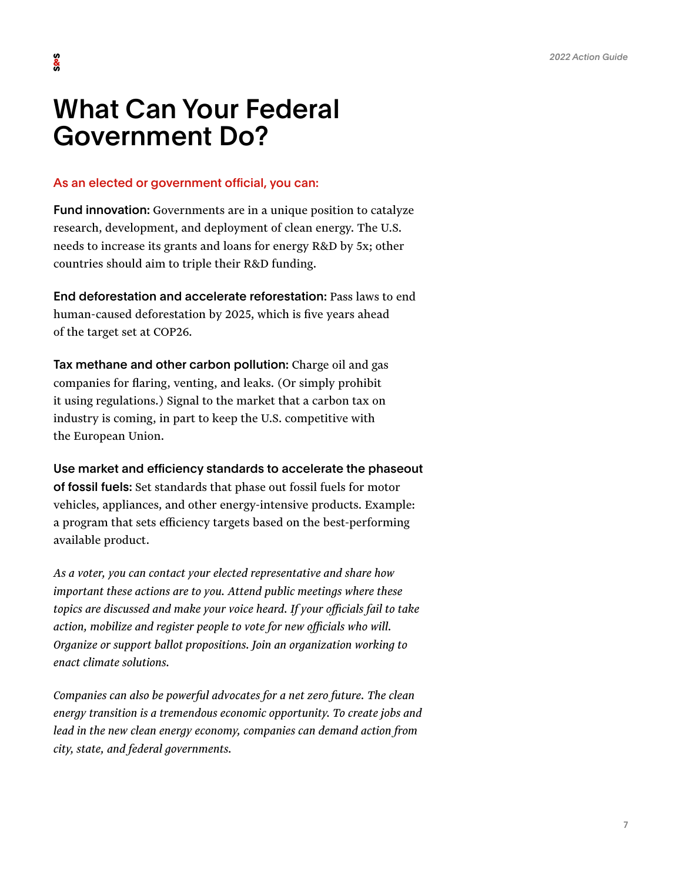# What Can Your Federal Government Do?

**As an elected or government official, you can:**

**Fund innovation:** Governments are in a unique position to catalyze research, development, and deployment of clean energy. The U.S. needs to increase its grants and loans for energy R&D by 5x; other countries should aim to triple their R&D funding.

**End deforestation and accelerate reforestation:** Pass laws to end human-caused deforestation by 2025, which is five years ahead of the target set at COP26.

**Tax methane and other carbon pollution:** Charge oil and gas companies for flaring, venting, and leaks. (Or simply prohibit it using regulations.) Signal to the market that a carbon tax on industry is coming, in part to keep the U.S. competitive with the European Union.

**Use market and efficiency standards to accelerate the phaseout of fossil fuels:** Set standards that phase out fossil fuels for motor vehicles, appliances, and other energy-intensive products. Example: a program that sets efficiency targets based on the best-performing available product.

*As a voter, you can contact your elected representative and share how important these actions are to you. Attend public meetings where these topics are discussed and make your voice heard. If your officials fail to take action, mobilize and register people to vote for new officials who will. Organize or support ballot propositions. Join an organization working to enact climate solutions.*

*Companies can also be powerful advocates for a net zero future. The clean energy transition is a tremendous economic opportunity. To create jobs and lead in the new clean energy economy, companies can demand action from city, state, and federal governments.*